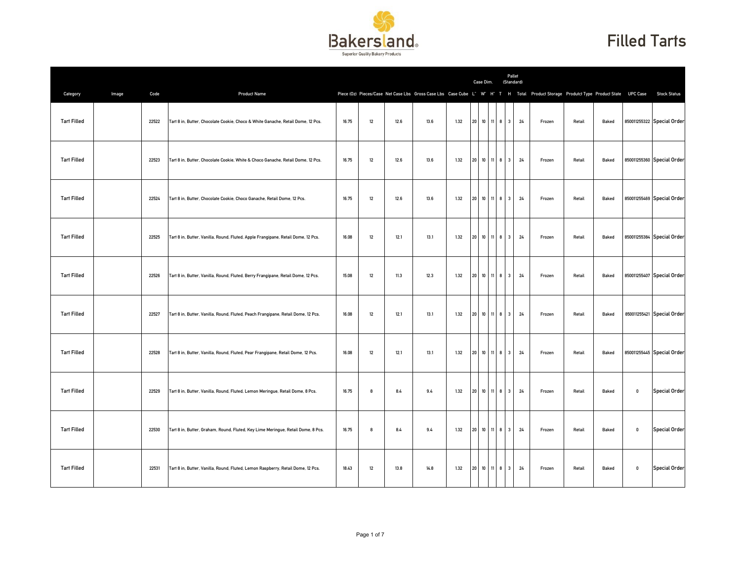Bakersland®
Superior Quality Bakery Products

# Filled Tarts

| Category | Image | Code | Product Name | Piece (Oz) | Pieces/Case | Net Case Lbs | Gross Case Lbs | Case Cube | Case Dim. L" | W" | H" | Pallet (Standard) T | H | Total | Product Storage | Produtct Type | Product State | UPC Case | Stock Status |
|---|---|---|---|---|---|---|---|---|---|---|---|---|---|---|---|---|---|---|---|
| Tart Filled | | 22522 | Tart 8 in, Butter, Chocolate Cookie, Choco & White Ganache, Retail Dome, 12 Pcs. | 16.75 | 12 | 12.6 | 13.6 | 1.32 | 20 | 10 | 11 | 8 | 3 | 24 | Frozen | Retail | Baked | 850011255322 | Special Order |
| Tart Filled | | 22523 | Tart 8 in, Butter, Chocolate Cookie, White & Choco Ganache, Retail Dome, 12 Pcs. | 16.75 | 12 | 12.6 | 13.6 | 1.32 | 20 | 10 | 11 | 8 | 3 | 24 | Frozen | Retail | Baked | 850011255360 | Special Order |
| Tart Filled | | 22524 | Tart 8 in, Butter, Chocolate Cookie, Choco Ganache, Retail Dome, 12 Pcs. | 16.75 | 12 | 12.6 | 13.6 | 1.32 | 20 | 10 | 11 | 8 | 3 | 24 | Frozen | Retail | Baked | 850011255469 | Special Order |
| Tart Filled | | 22525 | Tart 8 in, Butter, Vanilla, Round, Fluted, Apple Frangipane, Retail Dome, 12 Pcs. | 16.08 | 12 | 12.1 | 13.1 | 1.32 | 20 | 10 | 11 | 8 | 3 | 24 | Frozen | Retail | Baked | 850011255384 | Special Order |
| Tart Filled | | 22526 | Tart 8 in, Butter, Vanilla, Round, Fluted, Berry Frangipane, Retail Dome, 12 Pcs. | 15.08 | 12 | 11.3 | 12.3 | 1.32 | 20 | 10 | 11 | 8 | 3 | 24 | Frozen | Retail | Baked | 850011255407 | Special Order |
| Tart Filled | | 22527 | Tart 8 in, Butter, Vanilla, Round, Fluted, Peach Frangipane, Retail Dome, 12 Pcs. | 16.08 | 12 | 12.1 | 13.1 | 1.32 | 20 | 10 | 11 | 8 | 3 | 24 | Frozen | Retail | Baked | 850011255421 | Special Order |
| Tart Filled | | 22528 | Tart 8 in, Butter, Vanilla, Round, Fluted, Pear Frangipane, Retail Dome, 12 Pcs. | 16.08 | 12 | 12.1 | 13.1 | 1.32 | 20 | 10 | 11 | 8 | 3 | 24 | Frozen | Retail | Baked | 850011255445 | Special Order |
| Tart Filled | | 22529 | Tart 8 in, Butter, Vanilla, Round, Fluted, Lemon Meringue, Retail Dome, 8 Pcs. | 16.75 | 8 | 8.4 | 9.4 | 1.32 | 20 | 10 | 11 | 8 | 3 | 24 | Frozen | Retail | Baked | 0 | Special Order |
| Tart Filled | | 22530 | Tart 8 in, Butter, Graham, Round, Fluted, Key Lime Meringue, Retail Dome, 8 Pcs. | 16.75 | 8 | 8.4 | 9.4 | 1.32 | 20 | 10 | 11 | 8 | 3 | 24 | Frozen | Retail | Baked | 0 | Special Order |
| Tart Filled | | 22531 | Tart 8 in, Butter, Vanilla, Round, Fluted, Lemon Raspberry, Retail Dome, 12 Pcs. | 18.43 | 12 | 13.8 | 14.8 | 1.32 | 20 | 10 | 11 | 8 | 3 | 24 | Frozen | Retail | Baked | 0 | Special Order |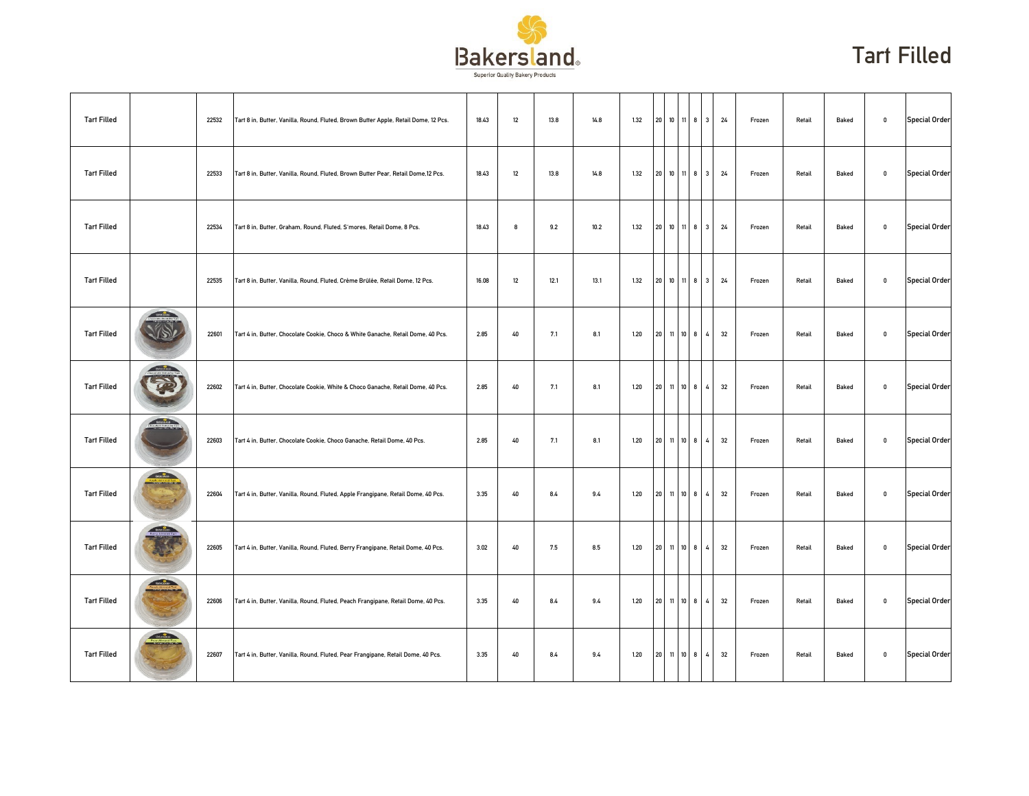# Tart Filled

| | | | | | | | | | | | | | | | | | | | | |
|---|---|---|---|---|---|---|---|---|---|---|---|---|---|---|---|---|---|---|---|---|
| Tart Filled | | 22532 | Tart 8 in, Butter, Vanilla, Round, Fluted, Brown Butter Apple, Retail Dome, 12 Pcs. | 18.43 | 12 | 13.8 | 14.8 | 1.32 | 20 | 10 | 11 | 8 | 3 | 24 | Frozen | Retail | Baked | 0 | Special Order |
| Tart Filled | | 22533 | Tart 8 in, Butter, Vanilla, Round, Fluted, Brown Butter Pear, Retail Dome,12 Pcs. | 18.43 | 12 | 13.8 | 14.8 | 1.32 | 20 | 10 | 11 | 8 | 3 | 24 | Frozen | Retail | Baked | 0 | Special Order |
| Tart Filled | | 22534 | Tart 8 in, Butter, Graham, Round, Fluted, S'mores, Retail Dome, 8 Pcs. | 18.43 | 8 | 9.2 | 10.2 | 1.32 | 20 | 10 | 11 | 8 | 3 | 24 | Frozen | Retail | Baked | 0 | Special Order |
| Tart Filled | | 22535 | Tart 8 in, Butter, Vanilla, Round, Fluted, Crème Brûlée, Retail Dome, 12 Pcs. | 16.08 | 12 | 12.1 | 13.1 | 1.32 | 20 | 10 | 11 | 8 | 3 | 24 | Frozen | Retail | Baked | 0 | Special Order |
| Tart Filled | | 22601 | Tart 4 in, Butter, Chocolate Cookie, Choco & White Ganache, Retail Dome, 40 Pcs. | 2.85 | 40 | 7.1 | 8.1 | 1.20 | 20 | 11 | 10 | 8 | 4 | 32 | Frozen | Retail | Baked | 0 | Special Order |
| Tart Filled | | 22602 | Tart 4 in, Butter, Chocolate Cookie, White & Choco Ganache, Retail Dome, 40 Pcs. | 2.85 | 40 | 7.1 | 8.1 | 1.20 | 20 | 11 | 10 | 8 | 4 | 32 | Frozen | Retail | Baked | 0 | Special Order |
| Tart Filled | | 22603 | Tart 4 in, Butter, Chocolate Cookie, Choco Ganache, Retail Dome, 40 Pcs. | 2.85 | 40 | 7.1 | 8.1 | 1.20 | 20 | 11 | 10 | 8 | 4 | 32 | Frozen | Retail | Baked | 0 | Special Order |
| Tart Filled | | 22604 | Tart 4 in, Butter, Vanilla, Round, Fluted, Apple Frangipane, Retail Dome, 40 Pcs. | 3.35 | 40 | 8.4 | 9.4 | 1.20 | 20 | 11 | 10 | 8 | 4 | 32 | Frozen | Retail | Baked | 0 | Special Order |
| Tart Filled | | 22605 | Tart 4 in, Butter, Vanilla, Round, Fluted, Berry Frangipane, Retail Dome, 40 Pcs. | 3.02 | 40 | 7.5 | 8.5 | 1.20 | 20 | 11 | 10 | 8 | 4 | 32 | Frozen | Retail | Baked | 0 | Special Order |
| Tart Filled | | 22606 | Tart 4 in, Butter, Vanilla, Round, Fluted, Peach Frangipane, Retail Dome, 40 Pcs. | 3.35 | 40 | 8.4 | 9.4 | 1.20 | 20 | 11 | 10 | 8 | 4 | 32 | Frozen | Retail | Baked | 0 | Special Order |
| Tart Filled | | 22607 | Tart 4 in, Butter, Vanilla, Round, Fluted, Pear Frangipane, Retail Dome, 40 Pcs. | 3.35 | 40 | 8.4 | 9.4 | 1.20 | 20 | 11 | 10 | 8 | 4 | 32 | Frozen | Retail | Baked | 0 | Special Order |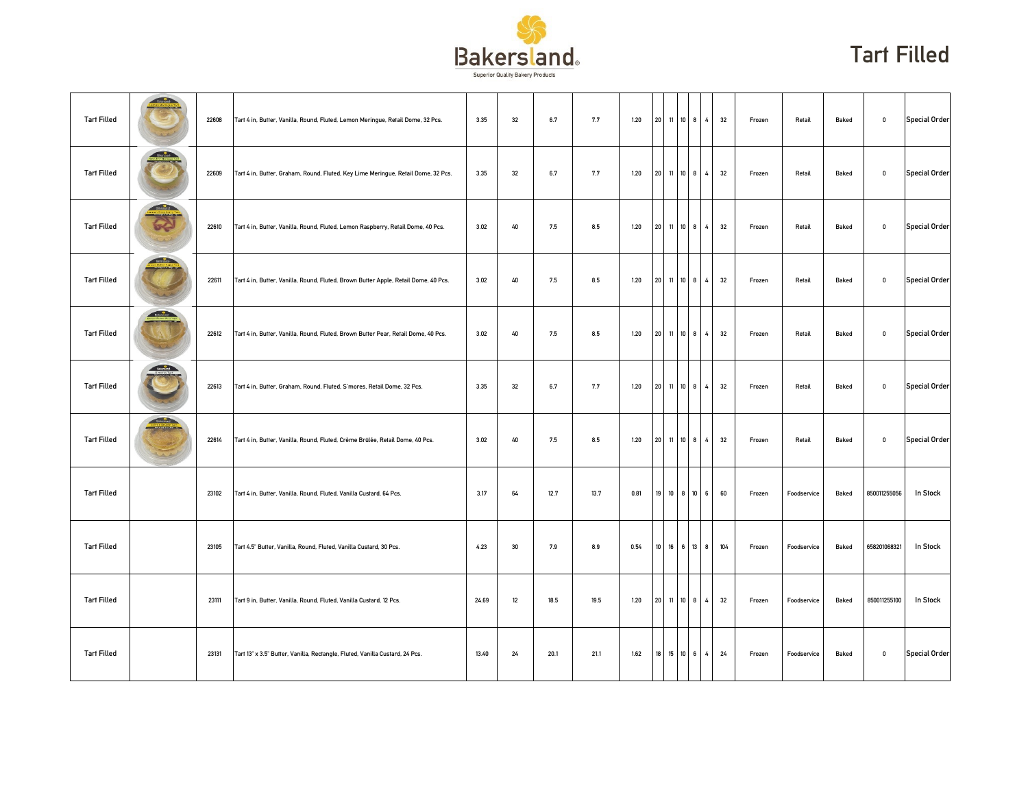# Tart Filled

| Category | Image | Item # | Description | | | | | | | | | | | | | | | | |
|---|---|---|---|---|---|---|---|---|---|---|---|---|---|---|---|---|---|---|---|
| Tart Filled | | 22608 | Tart 4 in, Butter, Vanilla, Round, Fluted, Lemon Meringue, Retail Dome, 32 Pcs. | 3.35 | 32 | 6.7 | 7.7 | 1.20 | 20 | 11 | 10 | 8 | 4 | 32 | Frozen | Retail | Baked | 0 | Special Order |
| Tart Filled | | 22609 | Tart 4 in, Butter, Graham, Round, Fluted, Key Lime Meringue, Retail Dome, 32 Pcs. | 3.35 | 32 | 6.7 | 7.7 | 1.20 | 20 | 11 | 10 | 8 | 4 | 32 | Frozen | Retail | Baked | 0 | Special Order |
| Tart Filled | | 22610 | Tart 4 in, Butter, Vanilla, Round, Fluted, Lemon Raspberry, Retail Dome, 40 Pcs. | 3.02 | 40 | 7.5 | 8.5 | 1.20 | 20 | 11 | 10 | 8 | 4 | 32 | Frozen | Retail | Baked | 0 | Special Order |
| Tart Filled | | 22611 | Tart 4 in, Butter, Vanilla, Round, Fluted, Brown Butter Apple, Retail Dome, 40 Pcs. | 3.02 | 40 | 7.5 | 8.5 | 1.20 | 20 | 11 | 10 | 8 | 4 | 32 | Frozen | Retail | Baked | 0 | Special Order |
| Tart Filled | | 22612 | Tart 4 in, Butter, Vanilla, Round, Fluted, Brown Butter Pear, Retail Dome, 40 Pcs. | 3.02 | 40 | 7.5 | 8.5 | 1.20 | 20 | 11 | 10 | 8 | 4 | 32 | Frozen | Retail | Baked | 0 | Special Order |
| Tart Filled | | 22613 | Tart 4 in, Butter, Graham, Round, Fluted, S'mores, Retail Dome, 32 Pcs. | 3.35 | 32 | 6.7 | 7.7 | 1.20 | 20 | 11 | 10 | 8 | 4 | 32 | Frozen | Retail | Baked | 0 | Special Order |
| Tart Filled | | 22614 | Tart 4 in, Butter, Vanilla, Round, Fluted, Crème Brûlée, Retail Dome, 40 Pcs. | 3.02 | 40 | 7.5 | 8.5 | 1.20 | 20 | 11 | 10 | 8 | 4 | 32 | Frozen | Retail | Baked | 0 | Special Order |
| Tart Filled | | 23102 | Tart 4 in, Butter, Vanilla, Round, Fluted, Vanilla Custard, 64 Pcs. | 3.17 | 64 | 12.7 | 13.7 | 0.81 | 19 | 10 | 8 | 10 | 6 | 60 | Frozen | Foodservice | Baked | 850011255056 | In Stock |
| Tart Filled | | 23105 | Tart 4.5" Butter, Vanilla, Round, Fluted, Vanilla Custard, 30 Pcs. | 4.23 | 30 | 7.9 | 8.9 | 0.54 | 10 | 16 | 6 | 13 | 8 | 104 | Frozen | Foodservice | Baked | 658201068321 | In Stock |
| Tart Filled | | 23111 | Tart 9 in, Butter, Vanilla, Round, Fluted, Vanilla Custard, 12 Pcs. | 24.69 | 12 | 18.5 | 19.5 | 1.20 | 20 | 11 | 10 | 8 | 4 | 32 | Frozen | Foodservice | Baked | 850011255100 | In Stock |
| Tart Filled | | 23131 | Tart 13" x 3.5" Butter, Vanilla, Rectangle, Fluted, Vanilla Custard, 24 Pcs. | 13.40 | 24 | 20.1 | 21.1 | 1.62 | 18 | 15 | 10 | 6 | 4 | 24 | Frozen | Foodservice | Baked | 0 | Special Order |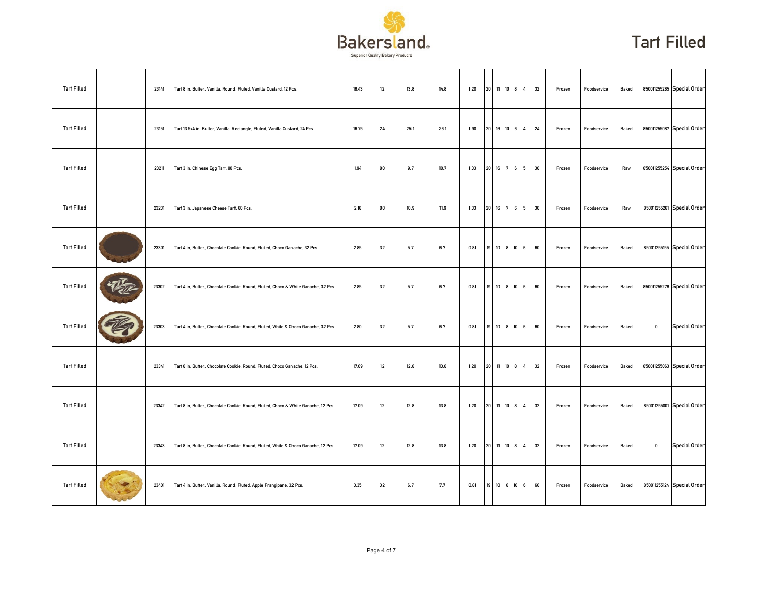# Tart Filled

| | | | | | | | | | | | | | | | | | | | | |
|---|---|---|---|---|---|---|---|---|---|---|---|---|---|---|---|---|---|---|---|---|
| Tart Filled | | 23141 | Tart 8 in, Butter, Vanilla, Round, Fluted, Vanilla Custard, 12 Pcs. | 18.43 | 12 | 13.8 | 14.8 | 1.20 | 20 | 11 | 10 | 8 | 4 | 32 | Frozen | Foodservice | Baked | 850011255285 | Special Order |
| Tart Filled | | 23151 | Tart 13.5x4 in, Butter, Vanilla, Rectangle, Fluted, Vanilla Custard, 24 Pcs. | 16.75 | 24 | 25.1 | 26.1 | 1.90 | 20 | 16 | 10 | 6 | 4 | 24 | Frozen | Foodservice | Baked | 850011255087 | Special Order |
| Tart Filled | | 23211 | Tart 3 in, Chinese Egg Tart, 80 Pcs. | 1.94 | 80 | 9.7 | 10.7 | 1.33 | 20 | 16 | 7 | 6 | 5 | 30 | Frozen | Foodservice | Raw | 850011255254 | Special Order |
| Tart Filled | | 23231 | Tart 3 in, Japanese Cheese Tart, 80 Pcs. | 2.18 | 80 | 10.9 | 11.9 | 1.33 | 20 | 16 | 7 | 6 | 5 | 30 | Frozen | Foodservice | Raw | 850011255261 | Special Order |
| Tart Filled | | 23301 | Tart 4 in, Butter, Chocolate Cookie, Round, Fluted, Choco Ganache, 32 Pcs. | 2.85 | 32 | 5.7 | 6.7 | 0.81 | 19 | 10 | 8 | 10 | 6 | 60 | Frozen | Foodservice | Baked | 850011255155 | Special Order |
| Tart Filled | | 23302 | Tart 4 in, Butter, Chocolate Cookie, Round, Fluted, Choco & White Ganache, 32 Pcs. | 2.85 | 32 | 5.7 | 6.7 | 0.81 | 19 | 10 | 8 | 10 | 6 | 60 | Frozen | Foodservice | Baked | 850011255278 | Special Order |
| Tart Filled | | 23303 | Tart 4 in, Butter, Chocolate Cookie, Round, Fluted, White & Choco Ganache, 32 Pcs. | 2.80 | 32 | 5.7 | 6.7 | 0.81 | 19 | 10 | 8 | 10 | 6 | 60 | Frozen | Foodservice | Baked | 0 | Special Order |
| Tart Filled | | 23341 | Tart 8 in, Butter, Chocolate Cookie, Round, Fluted, Choco Ganache, 12 Pcs. | 17.09 | 12 | 12.8 | 13.8 | 1.20 | 20 | 11 | 10 | 8 | 4 | 32 | Frozen | Foodservice | Baked | 850011255063 | Special Order |
| Tart Filled | | 23342 | Tart 8 in, Butter, Chocolate Cookie, Round, Fluted, Choco & White Ganache, 12 Pcs. | 17.09 | 12 | 12.8 | 13.8 | 1.20 | 20 | 11 | 10 | 8 | 4 | 32 | Frozen | Foodservice | Baked | 850011255001 | Special Order |
| Tart Filled | | 23343 | Tart 8 in, Butter, Chocolate Cookie, Round, Fluted, White & Choco Ganache, 12 Pcs. | 17.09 | 12 | 12.8 | 13.8 | 1.20 | 20 | 11 | 10 | 8 | 4 | 32 | Frozen | Foodservice | Baked | 0 | Special Order |
| Tart Filled | | 23401 | Tart 4 in, Butter, Vanilla, Round, Fluted, Apple Frangipane, 32 Pcs. | 3.35 | 32 | 6.7 | 7.7 | 0.81 | 19 | 10 | 8 | 10 | 6 | 60 | Frozen | Foodservice | Baked | 850011255124 | Special Order |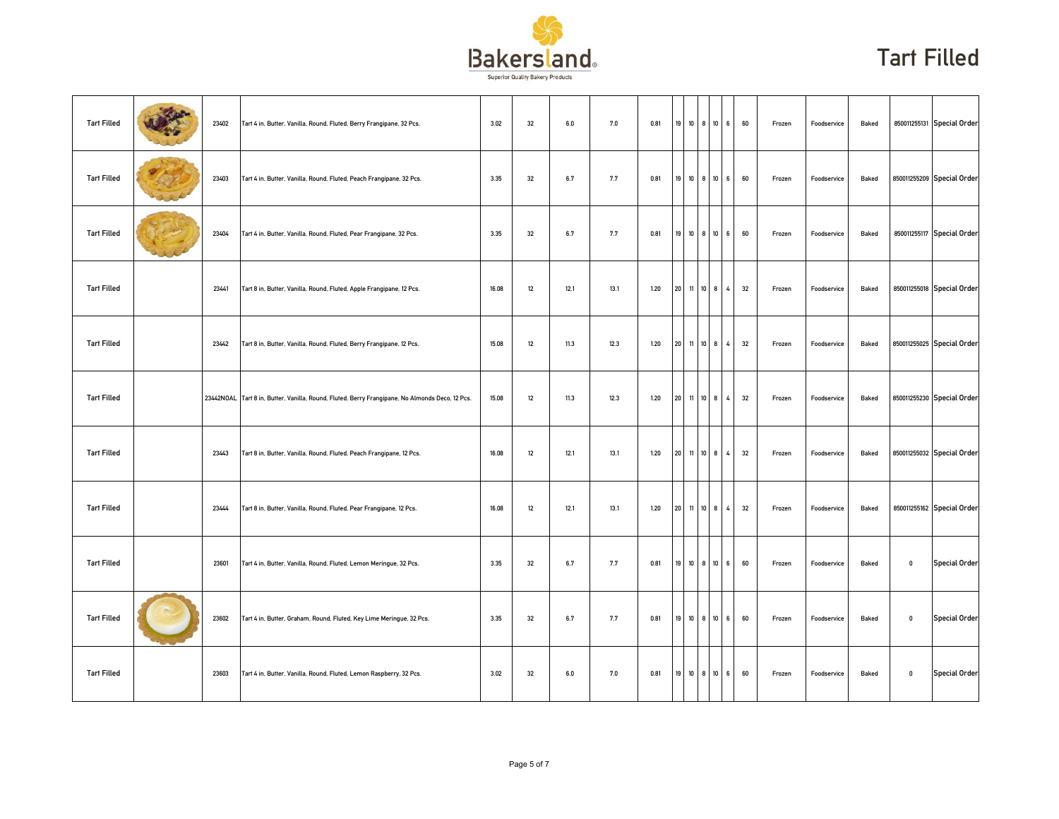# Tart Filled

Bakersland
Superior Quality Bakery Products

| | | | | | | | | | | | | | | | | | | | |
|---|---|---|---|---|---|---|---|---|---|---|---|---|---|---|---|---|---|---|---|
| Tart Filled | | 23402 | Tart 4 in, Butter, Vanilla, Round, Fluted, Berry Frangipane, 32 Pcs. | 3.02 | 32 | 6.0 | 7.0 | 0.81 | 19 | 10 | 8 | 10 | 6 | 60 | Frozen | Foodservice | Baked | 850011255131 | Special Order |
| Tart Filled | | 23403 | Tart 4 in, Butter, Vanilla, Round, Fluted, Peach Frangipane, 32 Pcs. | 3.35 | 32 | 6.7 | 7.7 | 0.81 | 19 | 10 | 8 | 10 | 6 | 60 | Frozen | Foodservice | Baked | 850011255209 | Special Order |
| Tart Filled | | 23404 | Tart 4 in, Butter, Vanilla, Round, Fluted, Pear Frangipane, 32 Pcs. | 3.35 | 32 | 6.7 | 7.7 | 0.81 | 19 | 10 | 8 | 10 | 6 | 60 | Frozen | Foodservice | Baked | 850011255117 | Special Order |
| Tart Filled | | 23441 | Tart 8 in, Butter, Vanilla, Round, Fluted, Apple Frangipane, 12 Pcs. | 16.08 | 12 | 12.1 | 13.1 | 1.20 | 20 | 11 | 10 | 8 | 4 | 32 | Frozen | Foodservice | Baked | 850011255018 | Special Order |
| Tart Filled | | 23442 | Tart 8 in, Butter, Vanilla, Round, Fluted, Berry Frangipane, 12 Pcs. | 15.08 | 12 | 11.3 | 12.3 | 1.20 | 20 | 11 | 10 | 8 | 4 | 32 | Frozen | Foodservice | Baked | 850011255025 | Special Order |
| Tart Filled | | 23442NOAL | Tart 8 in, Butter, Vanilla, Round, Fluted, Berry Frangipane, No Almonds Deco, 12 Pcs. | 15.08 | 12 | 11.3 | 12.3 | 1.20 | 20 | 11 | 10 | 8 | 4 | 32 | Frozen | Foodservice | Baked | 850011255230 | Special Order |
| Tart Filled | | 23443 | Tart 8 in, Butter, Vanilla, Round, Fluted, Peach Frangipane, 12 Pcs. | 16.08 | 12 | 12.1 | 13.1 | 1.20 | 20 | 11 | 10 | 8 | 4 | 32 | Frozen | Foodservice | Baked | 850011255032 | Special Order |
| Tart Filled | | 23444 | Tart 8 in, Butter, Vanilla, Round, Fluted, Pear Frangipane, 12 Pcs. | 16.08 | 12 | 12.1 | 13.1 | 1.20 | 20 | 11 | 10 | 8 | 4 | 32 | Frozen | Foodservice | Baked | 850011255162 | Special Order |
| Tart Filled | | 23601 | Tart 4 in, Butter, Vanilla, Round, Fluted, Lemon Meringue, 32 Pcs. | 3.35 | 32 | 6.7 | 7.7 | 0.81 | 19 | 10 | 8 | 10 | 6 | 60 | Frozen | Foodservice | Baked | 0 | Special Order |
| Tart Filled | | 23602 | Tart 4 in, Butter, Graham, Round, Fluted, Key Lime Meringue, 32 Pcs. | 3.35 | 32 | 6.7 | 7.7 | 0.81 | 19 | 10 | 8 | 10 | 6 | 60 | Frozen | Foodservice | Baked | 0 | Special Order |
| Tart Filled | | 23603 | Tart 4 in, Butter, Vanilla, Round, Fluted, Lemon Raspberry, 32 Pcs. | 3.02 | 32 | 6.0 | 7.0 | 0.81 | 19 | 10 | 8 | 10 | 6 | 60 | Frozen | Foodservice | Baked | 0 | Special Order |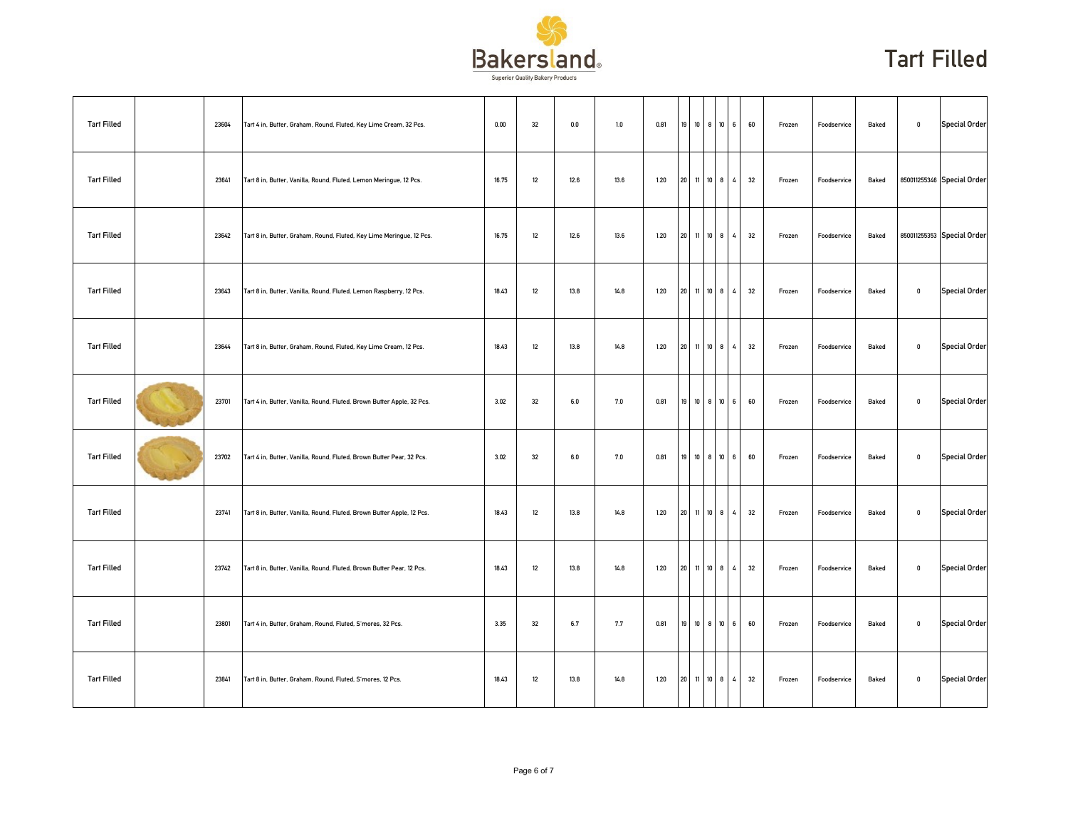# Tart Filled

| | | | | | | | | | | | | | | | | | | | | |
|---|---|---|---|---|---|---|---|---|---|---|---|---|---|---|---|---|---|---|---|---|
| Tart Filled | | 23604 | Tart 4 in, Butter, Graham, Round, Fluted, Key Lime Cream, 32 Pcs. | 0.00 | 32 | 0.0 | 1.0 | 0.81 | 19 | 10 | 8 | 10 | 6 | 60 | Frozen | Foodservice | Baked | 0 | Special Order |
| Tart Filled | | 23641 | Tart 8 in, Butter, Vanilla, Round, Fluted, Lemon Meringue, 12 Pcs. | 16.75 | 12 | 12.6 | 13.6 | 1.20 | 20 | 11 | 10 | 8 | 4 | 32 | Frozen | Foodservice | Baked | 850011255346 | Special Order |
| Tart Filled | | 23642 | Tart 8 in, Butter, Graham, Round, Fluted, Key Lime Meringue, 12 Pcs. | 16.75 | 12 | 12.6 | 13.6 | 1.20 | 20 | 11 | 10 | 8 | 4 | 32 | Frozen | Foodservice | Baked | 850011255353 | Special Order |
| Tart Filled | | 23643 | Tart 8 in, Butter, Vanilla, Round, Fluted, Lemon Raspberry, 12 Pcs. | 18.43 | 12 | 13.8 | 14.8 | 1.20 | 20 | 11 | 10 | 8 | 4 | 32 | Frozen | Foodservice | Baked | 0 | Special Order |
| Tart Filled | | 23644 | Tart 8 in, Butter, Graham, Round, Fluted, Key Lime Cream, 12 Pcs. | 18.43 | 12 | 13.8 | 14.8 | 1.20 | 20 | 11 | 10 | 8 | 4 | 32 | Frozen | Foodservice | Baked | 0 | Special Order |
| Tart Filled | | 23701 | Tart 4 in, Butter, Vanilla, Round, Fluted, Brown Butter Apple, 32 Pcs. | 3.02 | 32 | 6.0 | 7.0 | 0.81 | 19 | 10 | 8 | 10 | 6 | 60 | Frozen | Foodservice | Baked | 0 | Special Order |
| Tart Filled | | 23702 | Tart 4 in, Butter, Vanilla, Round, Fluted, Brown Butter Pear, 32 Pcs. | 3.02 | 32 | 6.0 | 7.0 | 0.81 | 19 | 10 | 8 | 10 | 6 | 60 | Frozen | Foodservice | Baked | 0 | Special Order |
| Tart Filled | | 23741 | Tart 8 in, Butter, Vanilla, Round, Fluted, Brown Butter Apple, 12 Pcs. | 18.43 | 12 | 13.8 | 14.8 | 1.20 | 20 | 11 | 10 | 8 | 4 | 32 | Frozen | Foodservice | Baked | 0 | Special Order |
| Tart Filled | | 23742 | Tart 8 in, Butter, Vanilla, Round, Fluted, Brown Butter Pear, 12 Pcs. | 18.43 | 12 | 13.8 | 14.8 | 1.20 | 20 | 11 | 10 | 8 | 4 | 32 | Frozen | Foodservice | Baked | 0 | Special Order |
| Tart Filled | | 23801 | Tart 4 in, Butter, Graham, Round, Fluted, S'mores, 32 Pcs. | 3.35 | 32 | 6.7 | 7.7 | 0.81 | 19 | 10 | 8 | 10 | 6 | 60 | Frozen | Foodservice | Baked | 0 | Special Order |
| Tart Filled | | 23841 | Tart 8 in, Butter, Graham, Round, Fluted, S'mores, 12 Pcs. | 18.43 | 12 | 13.8 | 14.8 | 1.20 | 20 | 11 | 10 | 8 | 4 | 32 | Frozen | Foodservice | Baked | 0 | Special Order |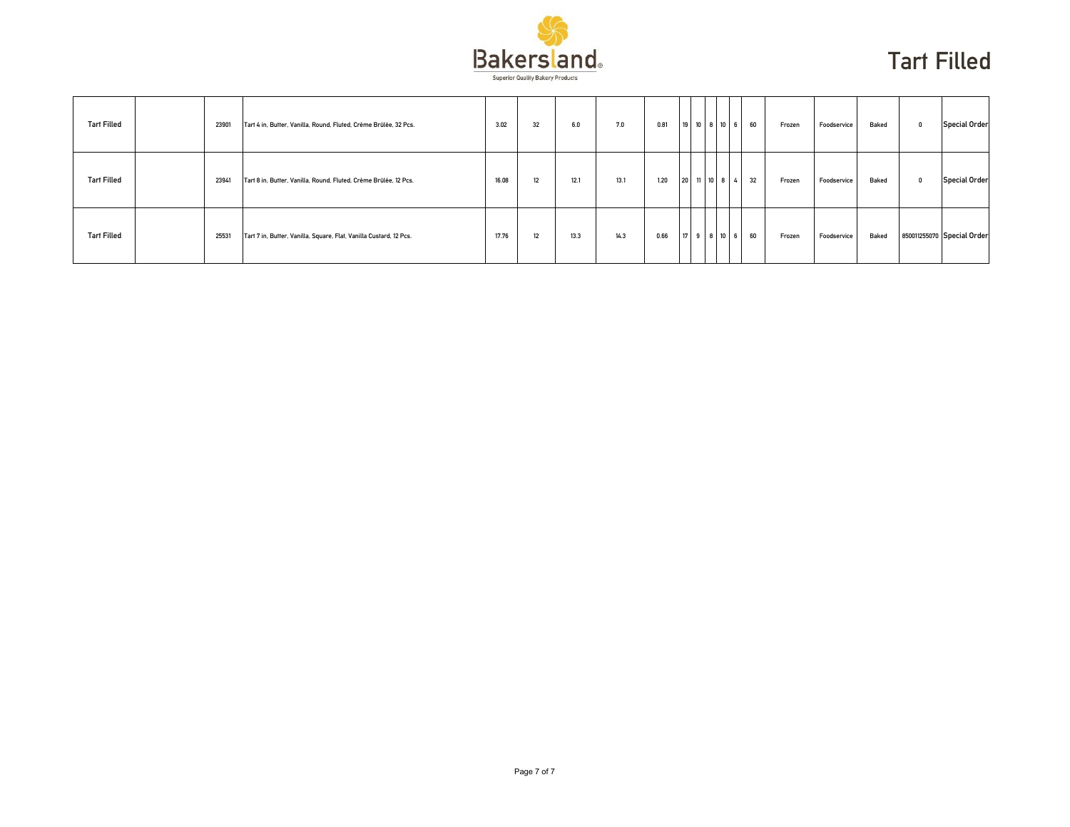# Tart Filled

| | | | | | | | | | | | | | | | | | | | | | |
|---|---|---|---|---|---|---|---|---|---|---|---|---|---|---|---|---|---|---|---|---|---|
| Tart Filled | | 23901 | Tart 4 in, Butter, Vanilla, Round, Fluted, Crème Brûlée, 32 Pcs. | 3.02 | 32 | 6.0 | 7.0 | 0.81 | 19 | 10 | 8 | 10 | 6 | 60 | Frozen | Foodservice | Baked | 0 | Special Order |
| Tart Filled | | 23941 | Tart 8 in, Butter, Vanilla, Round, Fluted, Crème Brûlée, 12 Pcs. | 16.08 | 12 | 12.1 | 13.1 | 1.20 | 20 | 11 | 10 | 8 | 4 | 32 | Frozen | Foodservice | Baked | 0 | Special Order |
| Tart Filled | | 25531 | Tart 7 in, Butter, Vanilla, Square, Flat, Vanilla Custard, 12 Pcs. | 17.76 | 12 | 13.3 | 14.3 | 0.66 | 17 | 9 | 8 | 10 | 6 | 60 | Frozen | Foodservice | Baked | 850011255070 | Special Order |